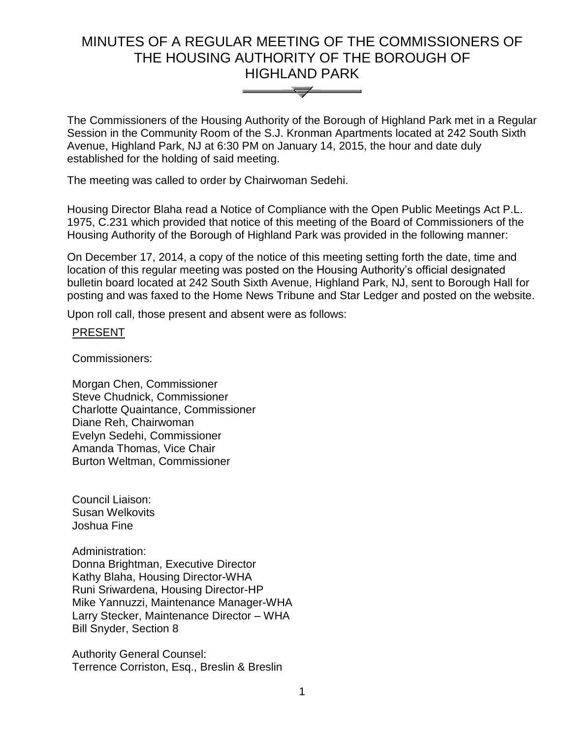# MINUTES OF A REGULAR MEETING OF THE COMMISSIONERS OF THE HOUSING AUTHORITY OF THE BOROUGH OF HIGHLAND PARK

The Commissioners of the Housing Authority of the Borough of Highland Park met in a Regular Session in the Community Room of the S.J. Kronman Apartments located at 242 South Sixth Avenue, Highland Park, NJ at 6:30 PM on January 14, 2015, the hour and date duly established for the holding of said meeting.

The meeting was called to order by Chairwoman Sedehi.

Housing Director Blaha read a Notice of Compliance with the Open Public Meetings Act P.L. 1975, C.231 which provided that notice of this meeting of the Board of Commissioners of the Housing Authority of the Borough of Highland Park was provided in the following manner:

On December 17, 2014, a copy of the notice of this meeting setting forth the date, time and location of this regular meeting was posted on the Housing Authority's official designated bulletin board located at 242 South Sixth Avenue, Highland Park, NJ, sent to Borough Hall for posting and was faxed to the Home News Tribune and Star Ledger and posted on the website.

Upon roll call, those present and absent were as follows:

<u>PRESENT</u>

Commissioners:

Morgan Chen, Commissioner
Steve Chudnick, Commissioner
Charlotte Quaintance, Commissioner
Diane Reh, Chairwoman
Evelyn Sedehi, Commissioner
Amanda Thomas, Vice Chair
Burton Weltman, Commissioner

Council Liaison:
Susan Welkovits
Joshua Fine

Administration:
Donna Brightman, Executive Director
Kathy Blaha, Housing Director-WHA
Runi Sriwardena, Housing Director-HP
Mike Yannuzzi, Maintenance Manager-WHA
Larry Stecker, Maintenance Director – WHA
Bill Snyder, Section 8

Authority General Counsel:
Terrence Corriston, Esq., Breslin & Breslin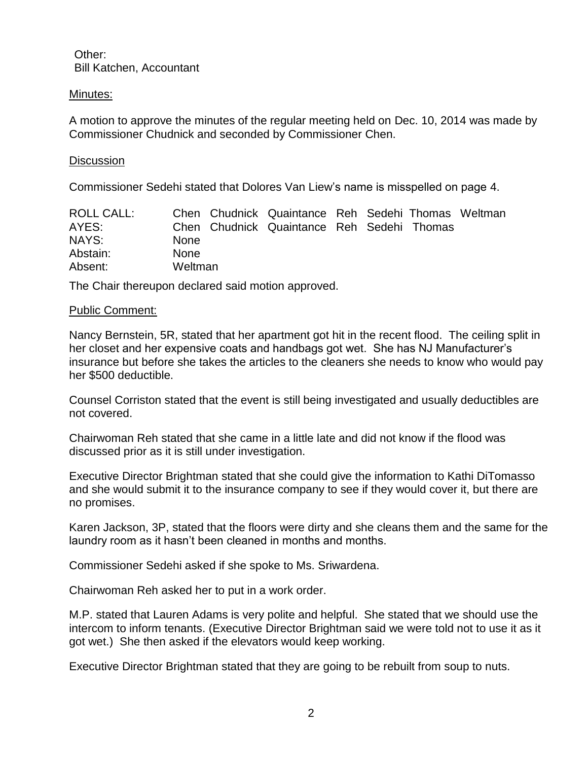Other:
Bill Katchen, Accountant

Minutes:

A motion to approve the minutes of the regular meeting held on Dec. 10, 2014 was made by Commissioner Chudnick and seconded by Commissioner Chen.

Discussion

Commissioner Sedehi stated that Dolores Van Liew's name is misspelled on page 4.

| ROLL CALL: | Chen Chudnick Quaintance Reh Sedehi Thomas Weltman |
|---|---|
| AYES: | Chen Chudnick Quaintance Reh Sedehi Thomas |
| NAYS: | None |
| Abstain: | None |
| Absent: | Weltman |

The Chair thereupon declared said motion approved.

Public Comment:

Nancy Bernstein, 5R, stated that her apartment got hit in the recent flood. The ceiling split in her closet and her expensive coats and handbags got wet. She has NJ Manufacturer's insurance but before she takes the articles to the cleaners she needs to know who would pay her $500 deductible.

Counsel Corriston stated that the event is still being investigated and usually deductibles are not covered.

Chairwoman Reh stated that she came in a little late and did not know if the flood was discussed prior as it is still under investigation.

Executive Director Brightman stated that she could give the information to Kathi DiTomasso and she would submit it to the insurance company to see if they would cover it, but there are no promises.

Karen Jackson, 3P, stated that the floors were dirty and she cleans them and the same for the laundry room as it hasn't been cleaned in months and months.

Commissioner Sedehi asked if she spoke to Ms. Sriwardena.

Chairwoman Reh asked her to put in a work order.

M.P. stated that Lauren Adams is very polite and helpful. She stated that we should use the intercom to inform tenants. (Executive Director Brightman said we were told not to use it as it got wet.) She then asked if the elevators would keep working.

Executive Director Brightman stated that they are going to be rebuilt from soup to nuts.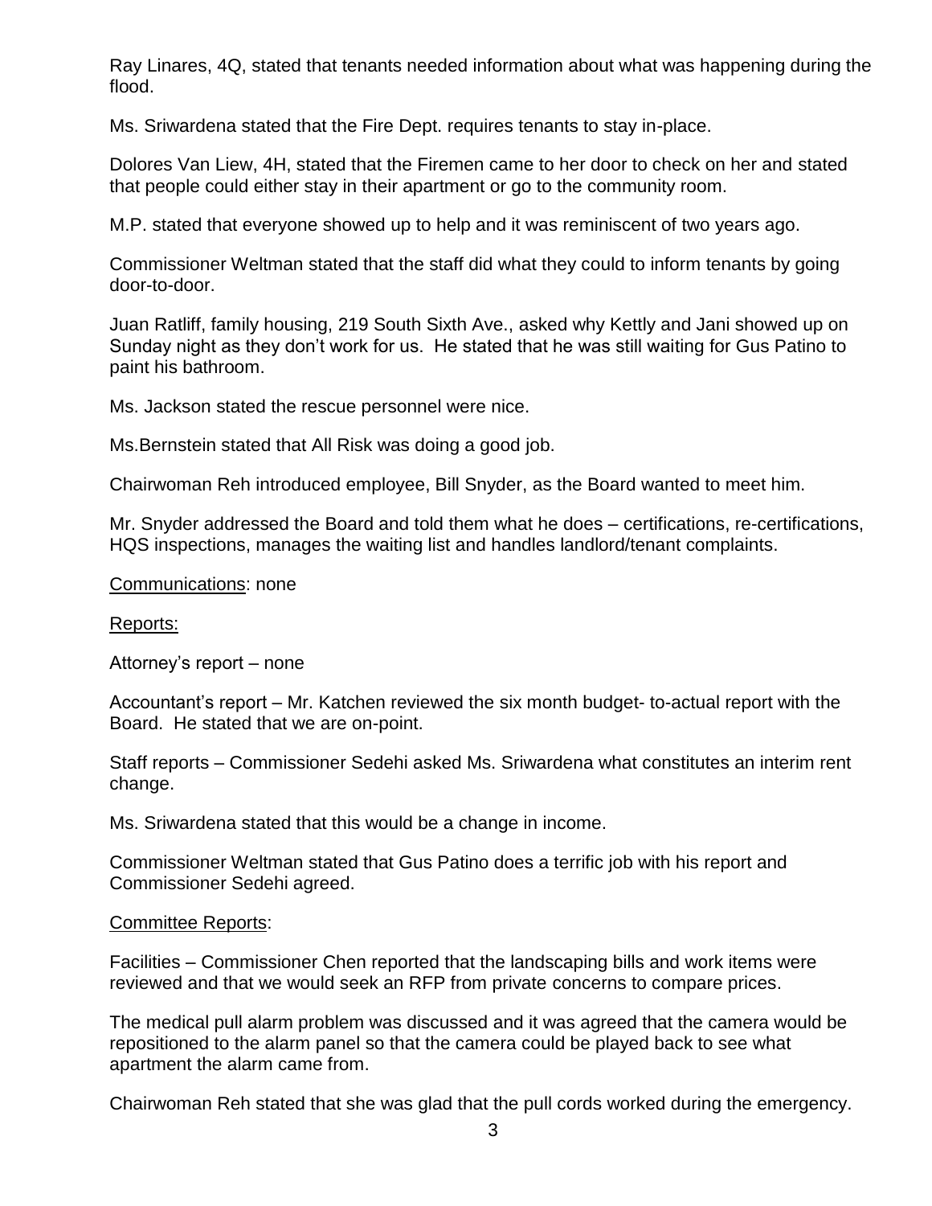Ray Linares, 4Q, stated that tenants needed information about what was happening during the flood.

Ms. Sriwardena stated that the Fire Dept. requires tenants to stay in-place.

Dolores Van Liew, 4H, stated that the Firemen came to her door to check on her and stated that people could either stay in their apartment or go to the community room.

M.P. stated that everyone showed up to help and it was reminiscent of two years ago.

Commissioner Weltman stated that the staff did what they could to inform tenants by going door-to-door.

Juan Ratliff, family housing, 219 South Sixth Ave., asked why Kettly and Jani showed up on Sunday night as they don't work for us. He stated that he was still waiting for Gus Patino to paint his bathroom.

Ms. Jackson stated the rescue personnel were nice.

Ms.Bernstein stated that All Risk was doing a good job.

Chairwoman Reh introduced employee, Bill Snyder, as the Board wanted to meet him.

Mr. Snyder addressed the Board and told them what he does – certifications, re-certifications, HQS inspections, manages the waiting list and handles landlord/tenant complaints.

<u>Communications</u>: none

<u>Reports:</u>

Attorney's report – none

Accountant's report – Mr. Katchen reviewed the six month budget- to-actual report with the Board. He stated that we are on-point.

Staff reports – Commissioner Sedehi asked Ms. Sriwardena what constitutes an interim rent change.

Ms. Sriwardena stated that this would be a change in income.

Commissioner Weltman stated that Gus Patino does a terrific job with his report and Commissioner Sedehi agreed.

<u>Committee Reports</u>:

Facilities – Commissioner Chen reported that the landscaping bills and work items were reviewed and that we would seek an RFP from private concerns to compare prices.

The medical pull alarm problem was discussed and it was agreed that the camera would be repositioned to the alarm panel so that the camera could be played back to see what apartment the alarm came from.

Chairwoman Reh stated that she was glad that the pull cords worked during the emergency.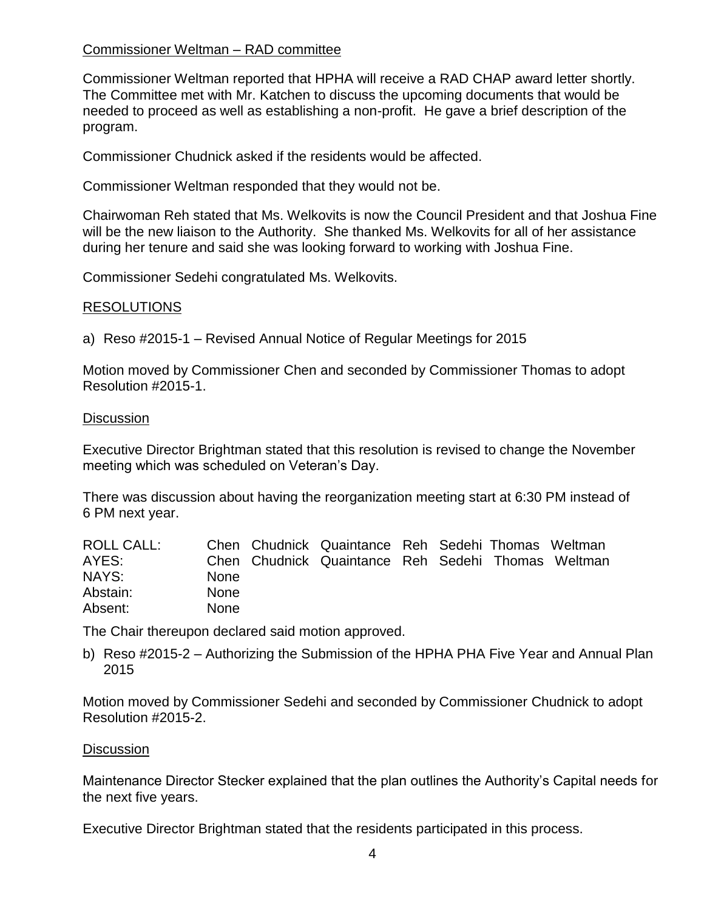Commissioner Weltman – RAD committee

Commissioner Weltman reported that HPHA will receive a RAD CHAP award letter shortly. The Committee met with Mr. Katchen to discuss the upcoming documents that would be needed to proceed as well as establishing a non-profit. He gave a brief description of the program.

Commissioner Chudnick asked if the residents would be affected.

Commissioner Weltman responded that they would not be.

Chairwoman Reh stated that Ms. Welkovits is now the Council President and that Joshua Fine will be the new liaison to the Authority. She thanked Ms. Welkovits for all of her assistance during her tenure and said she was looking forward to working with Joshua Fine.

Commissioner Sedehi congratulated Ms. Welkovits.

RESOLUTIONS

a) Reso #2015-1 – Revised Annual Notice of Regular Meetings for 2015

Motion moved by Commissioner Chen and seconded by Commissioner Thomas to adopt Resolution #2015-1.

Discussion

Executive Director Brightman stated that this resolution is revised to change the November meeting which was scheduled on Veteran's Day.

There was discussion about having the reorganization meeting start at 6:30 PM instead of 6 PM next year.

| | | | | | | | |
|---|---|---|---|---|---|---|---|
| ROLL CALL: | Chen | Chudnick | Quaintance | Reh | Sedehi | Thomas | Weltman |
| AYES: | Chen | Chudnick | Quaintance | Reh | Sedehi | Thomas | Weltman |
| NAYS: | None | | | | | | |
| Abstain: | None | | | | | | |
| Absent: | None | | | | | | |

The Chair thereupon declared said motion approved.

b) Reso #2015-2 – Authorizing the Submission of the HPHA PHA Five Year and Annual Plan 2015

Motion moved by Commissioner Sedehi and seconded by Commissioner Chudnick to adopt Resolution #2015-2.

Discussion

Maintenance Director Stecker explained that the plan outlines the Authority's Capital needs for the next five years.

Executive Director Brightman stated that the residents participated in this process.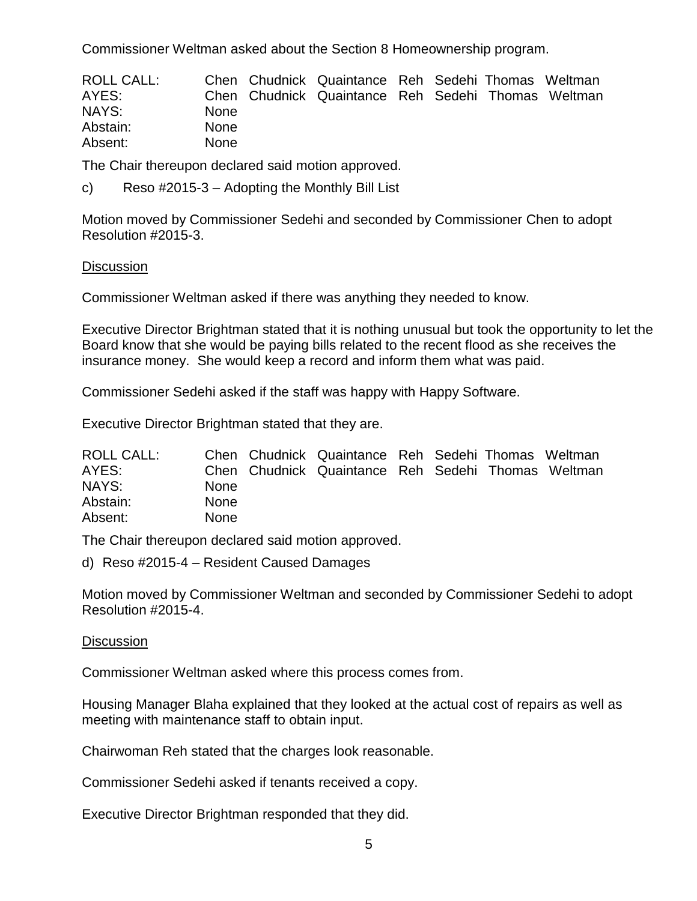Commissioner Weltman asked about the Section 8 Homeownership program.

| | | | | | | | |
|---|---|---|---|---|---|---|---|
| ROLL CALL: | Chen | Chudnick | Quaintance | Reh | Sedehi | Thomas | Weltman |
| AYES: | Chen | Chudnick | Quaintance | Reh | Sedehi | Thomas | Weltman |
| NAYS: | None | | | | | | |
| Abstain: | None | | | | | | |
| Absent: | None | | | | | | |

The Chair thereupon declared said motion approved.

c) Reso #2015-3 – Adopting the Monthly Bill List

Motion moved by Commissioner Sedehi and seconded by Commissioner Chen to adopt Resolution #2015-3.

Discussion

Commissioner Weltman asked if there was anything they needed to know.

Executive Director Brightman stated that it is nothing unusual but took the opportunity to let the Board know that she would be paying bills related to the recent flood as she receives the insurance money. She would keep a record and inform them what was paid.

Commissioner Sedehi asked if the staff was happy with Happy Software.

Executive Director Brightman stated that they are.

| | | | | | | | |
|---|---|---|---|---|---|---|---|
| ROLL CALL: | Chen | Chudnick | Quaintance | Reh | Sedehi | Thomas | Weltman |
| AYES: | Chen | Chudnick | Quaintance | Reh | Sedehi | Thomas | Weltman |
| NAYS: | None | | | | | | |
| Abstain: | None | | | | | | |
| Absent: | None | | | | | | |

The Chair thereupon declared said motion approved.

d) Reso #2015-4 – Resident Caused Damages

Motion moved by Commissioner Weltman and seconded by Commissioner Sedehi to adopt Resolution #2015-4.

Discussion

Commissioner Weltman asked where this process comes from.

Housing Manager Blaha explained that they looked at the actual cost of repairs as well as meeting with maintenance staff to obtain input.

Chairwoman Reh stated that the charges look reasonable.

Commissioner Sedehi asked if tenants received a copy.

Executive Director Brightman responded that they did.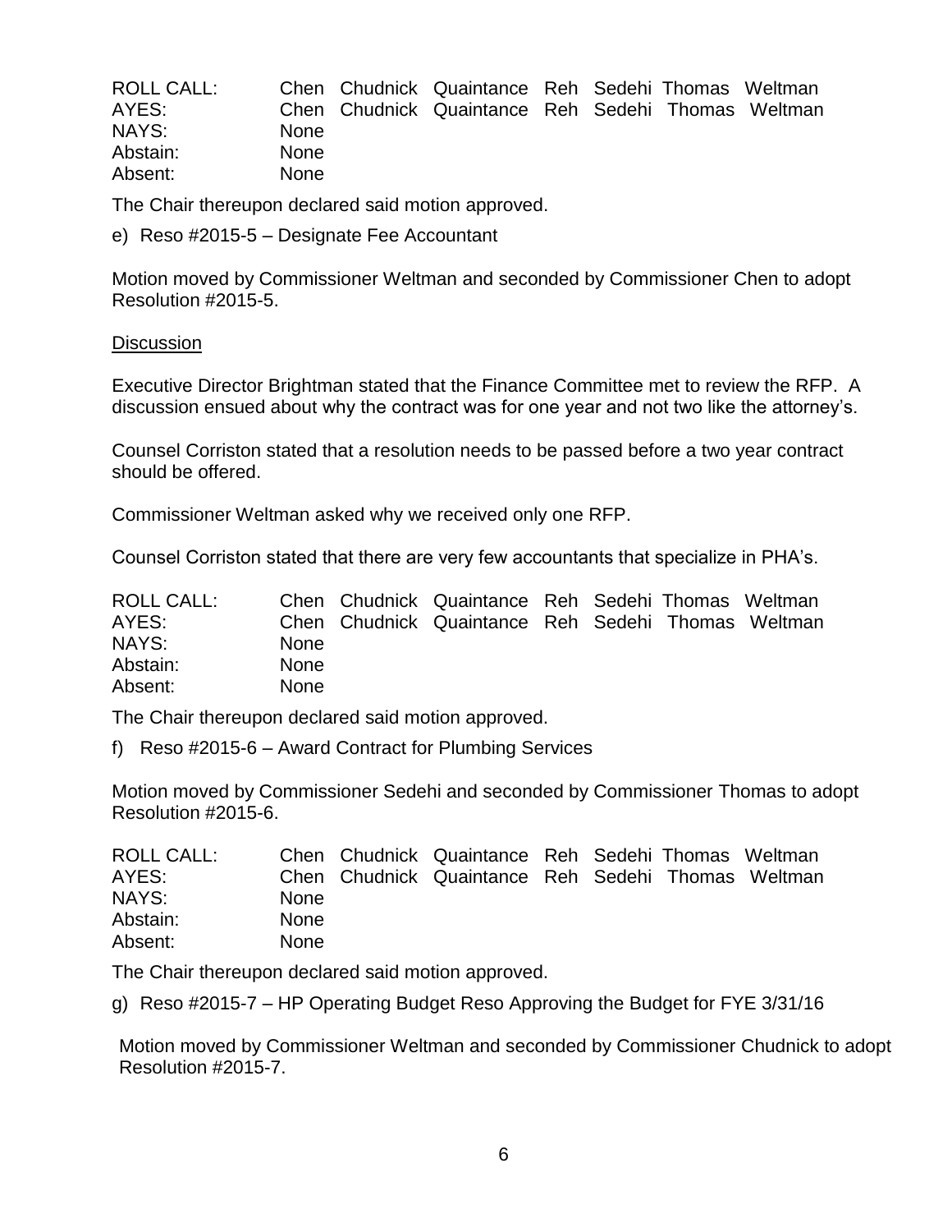| ROLL CALL: | Chen | Chudnick | Quaintance | Reh | Sedehi | Thomas | Weltman |
|---|---|---|---|---|---|---|---|
| AYES: | Chen | Chudnick | Quaintance | Reh | Sedehi | Thomas | Weltman |
| NAYS: | None | | | | | | |
| Abstain: | None | | | | | | |
| Absent: | None | | | | | | |

The Chair thereupon declared said motion approved.

e) Reso #2015-5 – Designate Fee Accountant

Motion moved by Commissioner Weltman and seconded by Commissioner Chen to adopt Resolution #2015-5.

Discussion

Executive Director Brightman stated that the Finance Committee met to review the RFP. A discussion ensued about why the contract was for one year and not two like the attorney's.

Counsel Corriston stated that a resolution needs to be passed before a two year contract should be offered.

Commissioner Weltman asked why we received only one RFP.

Counsel Corriston stated that there are very few accountants that specialize in PHA's.

| ROLL CALL: | Chen | Chudnick | Quaintance | Reh | Sedehi | Thomas | Weltman |
|---|---|---|---|---|---|---|---|
| AYES: | Chen | Chudnick | Quaintance | Reh | Sedehi | Thomas | Weltman |
| NAYS: | None | | | | | | |
| Abstain: | None | | | | | | |
| Absent: | None | | | | | | |

The Chair thereupon declared said motion approved.

f) Reso #2015-6 – Award Contract for Plumbing Services

Motion moved by Commissioner Sedehi and seconded by Commissioner Thomas to adopt Resolution #2015-6.

| ROLL CALL: | Chen | Chudnick | Quaintance | Reh | Sedehi | Thomas | Weltman |
|---|---|---|---|---|---|---|---|
| AYES: | Chen | Chudnick | Quaintance | Reh | Sedehi | Thomas | Weltman |
| NAYS: | None | | | | | | |
| Abstain: | None | | | | | | |
| Absent: | None | | | | | | |

The Chair thereupon declared said motion approved.

g) Reso #2015-7 – HP Operating Budget Reso Approving the Budget for FYE 3/31/16

Motion moved by Commissioner Weltman and seconded by Commissioner Chudnick to adopt Resolution #2015-7.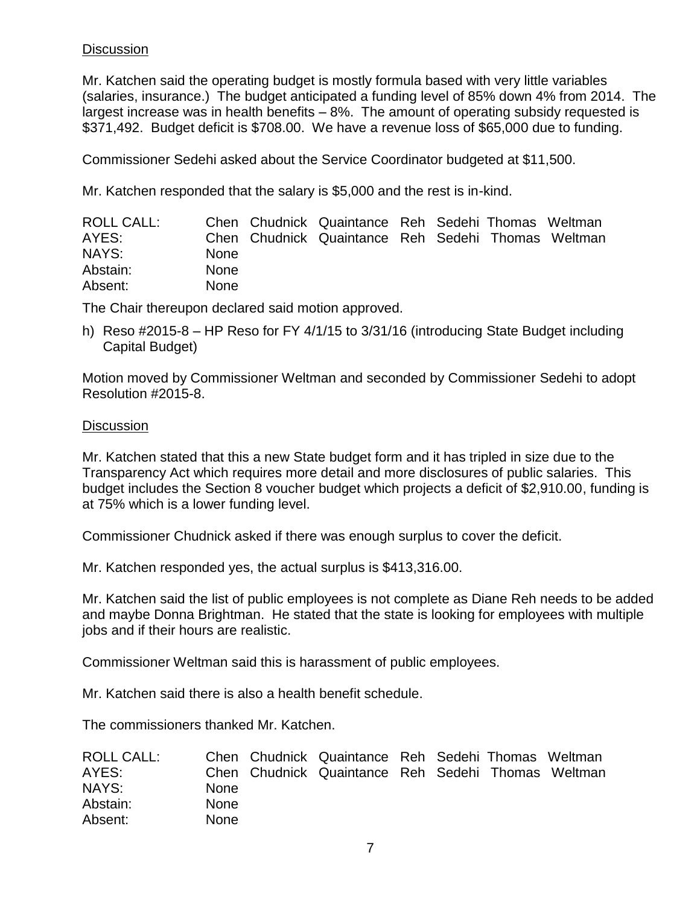Discussion

Mr. Katchen said the operating budget is mostly formula based with very little variables (salaries, insurance.) The budget anticipated a funding level of 85% down 4% from 2014. The largest increase was in health benefits – 8%. The amount of operating subsidy requested is $371,492. Budget deficit is $708.00. We have a revenue loss of $65,000 due to funding.

Commissioner Sedehi asked about the Service Coordinator budgeted at $11,500.

Mr. Katchen responded that the salary is $5,000 and the rest is in-kind.

| | | | | | | | |
|---|---|---|---|---|---|---|---|
| ROLL CALL: | Chen | Chudnick | Quaintance | Reh | Sedehi | Thomas | Weltman |
| AYES: | Chen | Chudnick | Quaintance | Reh | Sedehi | Thomas | Weltman |
| NAYS: | None | | | | | | |
| Abstain: | None | | | | | | |
| Absent: | None | | | | | | |

The Chair thereupon declared said motion approved.

h) Reso #2015-8 – HP Reso for FY 4/1/15 to 3/31/16 (introducing State Budget including Capital Budget)

Motion moved by Commissioner Weltman and seconded by Commissioner Sedehi to adopt Resolution #2015-8.

Discussion

Mr. Katchen stated that this a new State budget form and it has tripled in size due to the Transparency Act which requires more detail and more disclosures of public salaries. This budget includes the Section 8 voucher budget which projects a deficit of $2,910.00, funding is at 75% which is a lower funding level.

Commissioner Chudnick asked if there was enough surplus to cover the deficit.

Mr. Katchen responded yes, the actual surplus is $413,316.00.

Mr. Katchen said the list of public employees is not complete as Diane Reh needs to be added and maybe Donna Brightman. He stated that the state is looking for employees with multiple jobs and if their hours are realistic.

Commissioner Weltman said this is harassment of public employees.

Mr. Katchen said there is also a health benefit schedule.

The commissioners thanked Mr. Katchen.

| | | | | | | | |
|---|---|---|---|---|---|---|---|
| ROLL CALL: | Chen | Chudnick | Quaintance | Reh | Sedehi | Thomas | Weltman |
| AYES: | Chen | Chudnick | Quaintance | Reh | Sedehi | Thomas | Weltman |
| NAYS: | None | | | | | | |
| Abstain: | None | | | | | | |
| Absent: | None | | | | | | |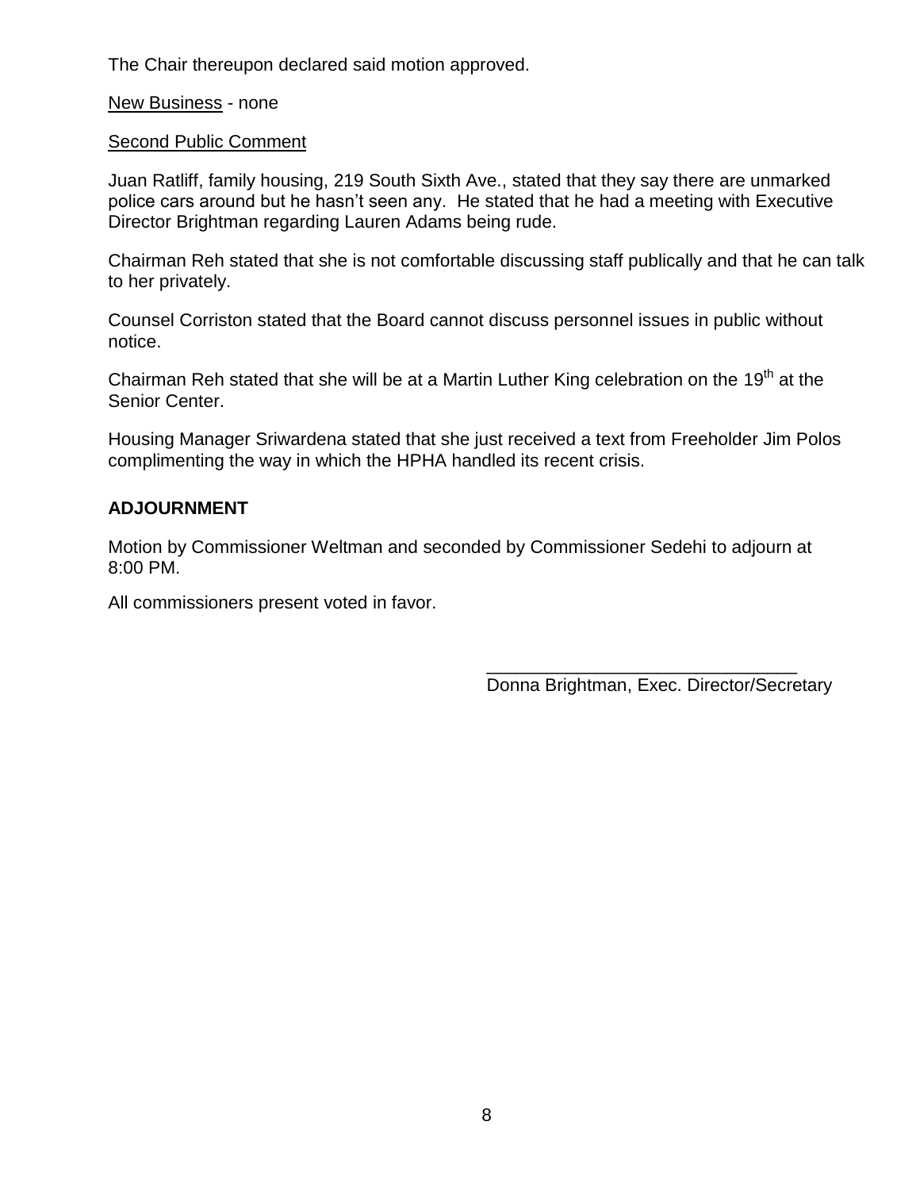The Chair thereupon declared said motion approved.

New Business - none

Second Public Comment

Juan Ratliff, family housing, 219 South Sixth Ave., stated that they say there are unmarked police cars around but he hasn't seen any. He stated that he had a meeting with Executive Director Brightman regarding Lauren Adams being rude.

Chairman Reh stated that she is not comfortable discussing staff publically and that he can talk to her privately.

Counsel Corriston stated that the Board cannot discuss personnel issues in public without notice.

Chairman Reh stated that she will be at a Martin Luther King celebration on the 19th at the Senior Center.

Housing Manager Sriwardena stated that she just received a text from Freeholder Jim Polos complimenting the way in which the HPHA handled its recent crisis.

**ADJOURNMENT**

Motion by Commissioner Weltman and seconded by Commissioner Sedehi to adjourn at 8:00 PM.

All commissioners present voted in favor.

_______________________________
Donna Brightman, Exec. Director/Secretary